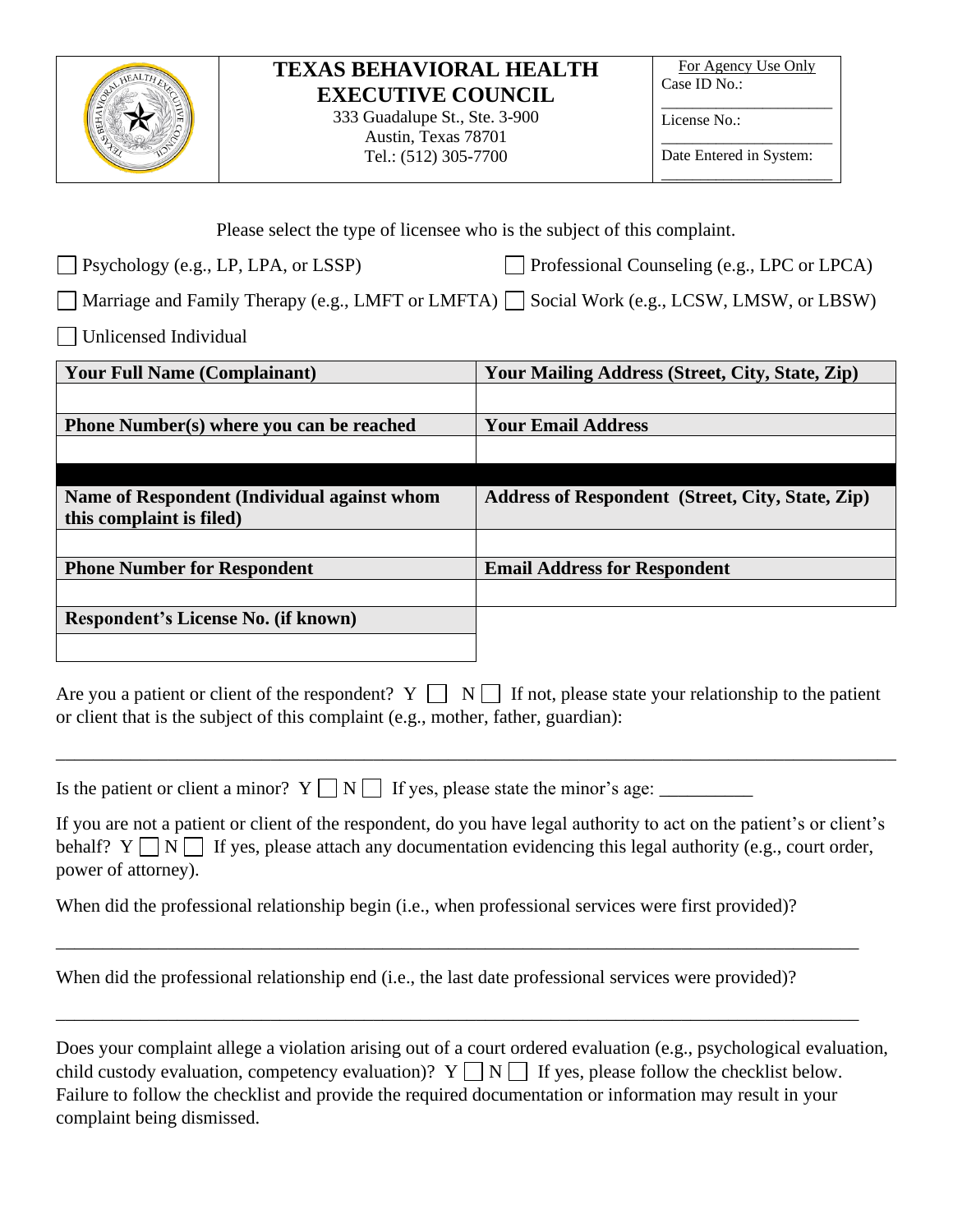# TEXAS BEHAVIORAL HEALTH EXECUTIVE COUNCIL

333 Guadalupe St., Ste. 3-900
Austin, Texas 78701
Tel.: (512) 305-7700

For Agency Use Only
Case ID No.: ____________________
License No.: ____________________
Date Entered in System: ____________________

Please select the type of licensee who is the subject of this complaint.

☐ Psychology (e.g., LP, LPA, or LSSP)
☐ Professional Counseling (e.g., LPC or LPCA)
☐ Marriage and Family Therapy (e.g., LMFT or LMFTA)
☐ Social Work (e.g., LCSW, LMSW, or LBSW)
☐ Unlicensed Individual

| **Your Full Name (Complainant)** | **Your Mailing Address (Street, City, State, Zip)** |
|---|---|
| | |
| **Phone Number(s) where you can be reached** | **Your Email Address** |
| | |
| | |
| **Name of Respondent (Individual against whom this complaint is filed)** | **Address of Respondent (Street, City, State, Zip)** |
| | |
| **Phone Number for Respondent** | **Email Address for Respondent** |
| | |
| **Respondent's License No. (if known)** | |
| | |

Are you a patient or client of the respondent? Y ☐ N ☐ If not, please state your relationship to the patient or client that is the subject of this complaint (e.g., mother, father, guardian):

______________________________________________________________________________

Is the patient or client a minor? Y ☐ N ☐ If yes, please state the minor's age: __________

If you are not a patient or client of the respondent, do you have legal authority to act on the patient's or client's behalf? Y ☐ N ☐ If yes, please attach any documentation evidencing this legal authority (e.g., court order, power of attorney).

When did the professional relationship begin (i.e., when professional services were first provided)?

______________________________________________________________________________

When did the professional relationship end (i.e., the last date professional services were provided)?

______________________________________________________________________________

Does your complaint allege a violation arising out of a court ordered evaluation (e.g., psychological evaluation, child custody evaluation, competency evaluation)? Y ☐ N ☐ If yes, please follow the checklist below. Failure to follow the checklist and provide the required documentation or information may result in your complaint being dismissed.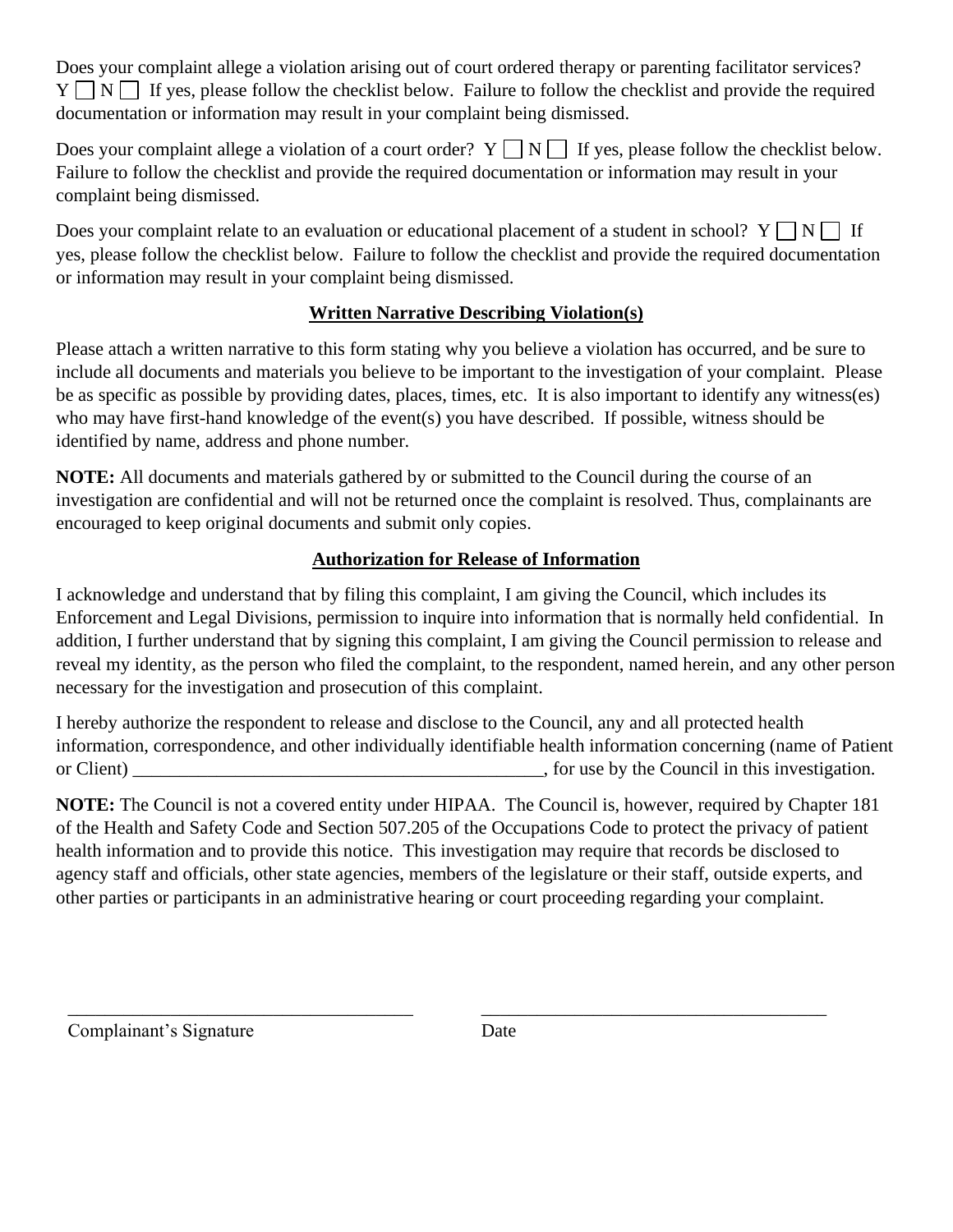Does your complaint allege a violation arising out of court ordered therapy or parenting facilitator services? Y ☐ N ☐ If yes, please follow the checklist below. Failure to follow the checklist and provide the required documentation or information may result in your complaint being dismissed.

Does your complaint allege a violation of a court order? Y ☐ N ☐ If yes, please follow the checklist below. Failure to follow the checklist and provide the required documentation or information may result in your complaint being dismissed.

Does your complaint relate to an evaluation or educational placement of a student in school? Y ☐ N ☐ If yes, please follow the checklist below. Failure to follow the checklist and provide the required documentation or information may result in your complaint being dismissed.

## Written Narrative Describing Violation(s)

Please attach a written narrative to this form stating why you believe a violation has occurred, and be sure to include all documents and materials you believe to be important to the investigation of your complaint. Please be as specific as possible by providing dates, places, times, etc. It is also important to identify any witness(es) who may have first-hand knowledge of the event(s) you have described. If possible, witness should be identified by name, address and phone number.

**NOTE:** All documents and materials gathered by or submitted to the Council during the course of an investigation are confidential and will not be returned once the complaint is resolved. Thus, complainants are encouraged to keep original documents and submit only copies.

## Authorization for Release of Information

I acknowledge and understand that by filing this complaint, I am giving the Council, which includes its Enforcement and Legal Divisions, permission to inquire into information that is normally held confidential. In addition, I further understand that by signing this complaint, I am giving the Council permission to release and reveal my identity, as the person who filed the complaint, to the respondent, named herein, and any other person necessary for the investigation and prosecution of this complaint.

I hereby authorize the respondent to release and disclose to the Council, any and all protected health information, correspondence, and other individually identifiable health information concerning (name of Patient or Client) _____________________________________________, for use by the Council in this investigation.

**NOTE:** The Council is not a covered entity under HIPAA. The Council is, however, required by Chapter 181 of the Health and Safety Code and Section 507.205 of the Occupations Code to protect the privacy of patient health information and to provide this notice. This investigation may require that records be disclosed to agency staff and officials, other state agencies, members of the legislature or their staff, outside experts, and other parties or participants in an administrative hearing or court proceeding regarding your complaint.

_____________________________________ _____________________________________

Complainant's Signature Date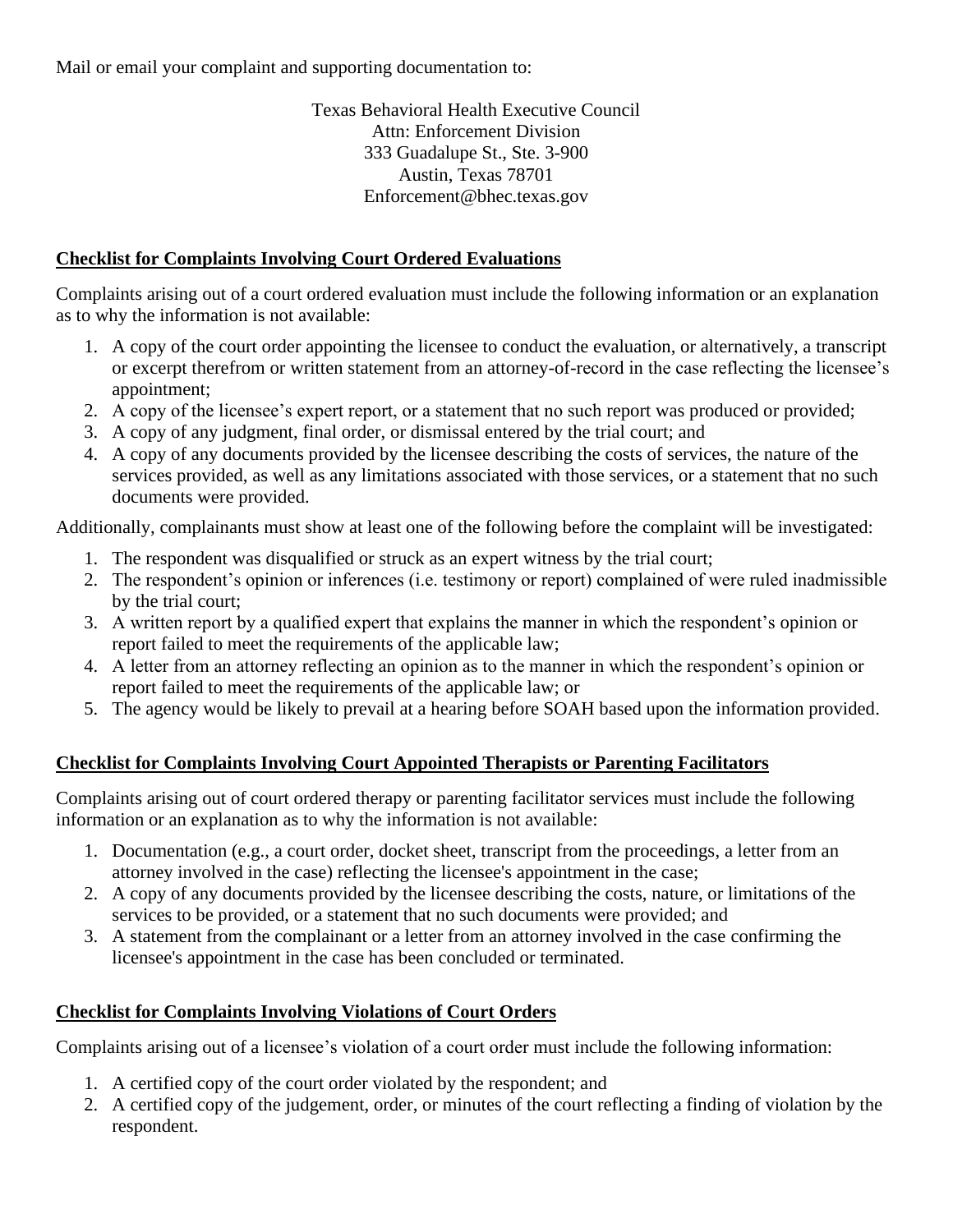Mail or email your complaint and supporting documentation to:

Texas Behavioral Health Executive Council
Attn: Enforcement Division
333 Guadalupe St., Ste. 3-900
Austin, Texas 78701
Enforcement@bhec.texas.gov

## Checklist for Complaints Involving Court Ordered Evaluations

Complaints arising out of a court ordered evaluation must include the following information or an explanation as to why the information is not available:

1. A copy of the court order appointing the licensee to conduct the evaluation, or alternatively, a transcript or excerpt therefrom or written statement from an attorney-of-record in the case reflecting the licensee's appointment;
2. A copy of the licensee's expert report, or a statement that no such report was produced or provided;
3. A copy of any judgment, final order, or dismissal entered by the trial court; and
4. A copy of any documents provided by the licensee describing the costs of services, the nature of the services provided, as well as any limitations associated with those services, or a statement that no such documents were provided.

Additionally, complainants must show at least one of the following before the complaint will be investigated:

1. The respondent was disqualified or struck as an expert witness by the trial court;
2. The respondent's opinion or inferences (i.e. testimony or report) complained of were ruled inadmissible by the trial court;
3. A written report by a qualified expert that explains the manner in which the respondent's opinion or report failed to meet the requirements of the applicable law;
4. A letter from an attorney reflecting an opinion as to the manner in which the respondent's opinion or report failed to meet the requirements of the applicable law; or
5. The agency would be likely to prevail at a hearing before SOAH based upon the information provided.

## Checklist for Complaints Involving Court Appointed Therapists or Parenting Facilitators

Complaints arising out of court ordered therapy or parenting facilitator services must include the following information or an explanation as to why the information is not available:

1. Documentation (e.g., a court order, docket sheet, transcript from the proceedings, a letter from an attorney involved in the case) reflecting the licensee's appointment in the case;
2. A copy of any documents provided by the licensee describing the costs, nature, or limitations of the services to be provided, or a statement that no such documents were provided; and
3. A statement from the complainant or a letter from an attorney involved in the case confirming the licensee's appointment in the case has been concluded or terminated.

## Checklist for Complaints Involving Violations of Court Orders

Complaints arising out of a licensee's violation of a court order must include the following information:

1. A certified copy of the court order violated by the respondent; and
2. A certified copy of the judgement, order, or minutes of the court reflecting a finding of violation by the respondent.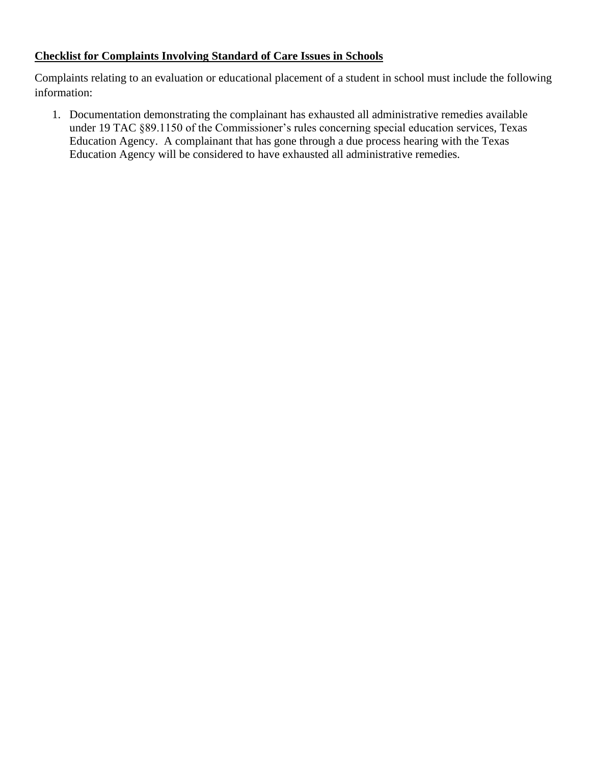**Checklist for Complaints Involving Standard of Care Issues in Schools**

Complaints relating to an evaluation or educational placement of a student in school must include the following information:

1. Documentation demonstrating the complainant has exhausted all administrative remedies available under 19 TAC §89.1150 of the Commissioner's rules concerning special education services, Texas Education Agency. A complainant that has gone through a due process hearing with the Texas Education Agency will be considered to have exhausted all administrative remedies.